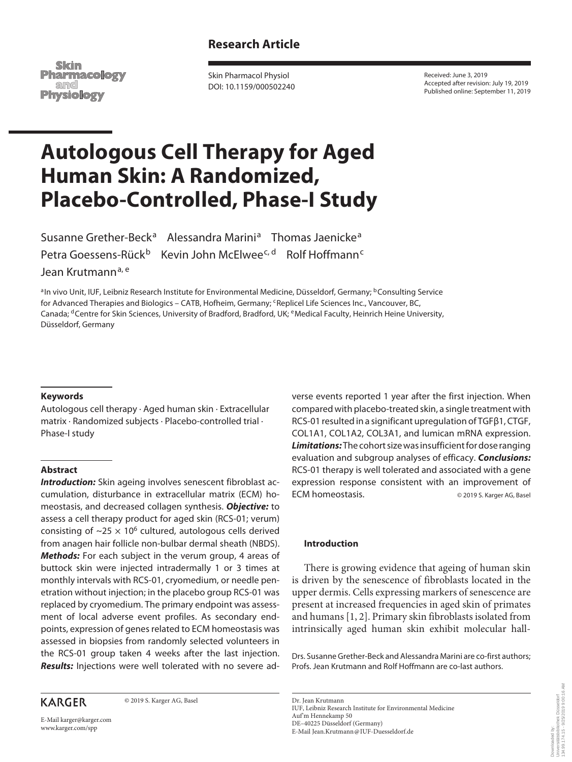**Research Article**

Skin Pharmacol Physiol
DOI: 10.1159/000502240

Received: June 3, 2019
Accepted after revision: July 19, 2019
Published online: September 11, 2019

# Autologous Cell Therapy for Aged Human Skin: A Randomized, Placebo-Controlled, Phase-I Study

Susanne Grether-Beck[a] Alessandra Marini[a] Thomas Jaenicke[a] Petra Goessens-Rück[b] Kevin John McElwee[c, d] Rolf Hoffmann[c] Jean Krutmann[a, e]

[a]In vivo Unit, IUF, Leibniz Research Institute for Environmental Medicine, Düsseldorf, Germany; [b]Consulting Service for Advanced Therapies and Biologics – CATB, Hofheim, Germany; [c]Replicel Life Sciences Inc., Vancouver, BC, Canada; [d]Centre for Skin Sciences, University of Bradford, Bradford, UK; [e]Medical Faculty, Heinrich Heine University, Düsseldorf, Germany

### Keywords

Autologous cell therapy · Aged human skin · Extracellular matrix · Randomized subjects · Placebo-controlled trial · Phase-I study

### Abstract

***Introduction:*** Skin ageing involves senescent fibroblast accumulation, disturbance in extracellular matrix (ECM) homeostasis, and decreased collagen synthesis. ***Objective:*** to assess a cell therapy product for aged skin (RCS-01; verum) consisting of ~25 × 10$^6$ cultured, autologous cells derived from anagen hair follicle non-bulbar dermal sheath (NBDS). ***Methods:*** For each subject in the verum group, 4 areas of buttock skin were injected intradermally 1 or 3 times at monthly intervals with RCS-01, cryomedium, or needle penetration without injection; in the placebo group RCS-01 was replaced by cryomedium. The primary endpoint was assessment of local adverse event profiles. As secondary endpoints, expression of genes related to ECM homeostasis was assessed in biopsies from randomly selected volunteers in the RCS-01 group taken 4 weeks after the last injection. ***Results:*** Injections were well tolerated with no severe adverse events reported 1 year after the first injection. When compared with placebo-treated skin, a single treatment with RCS-01 resulted in a significant upregulation of TGFβ1, CTGF, COL1A1, COL1A2, COL3A1, and lumican mRNA expression. ***Limitations:*** The cohort size was insufficient for dose ranging evaluation and subgroup analyses of efficacy. ***Conclusions:*** RCS-01 therapy is well tolerated and associated with a gene expression response consistent with an improvement of ECM homeostasis.

© 2019 S. Karger AG, Basel

### Introduction

There is growing evidence that ageing of human skin is driven by the senescence of fibroblasts located in the upper dermis. Cells expressing markers of senescence are present at increased frequencies in aged skin of primates and humans [1, 2]. Primary skin fibroblasts isolated from intrinsically aged human skin exhibit molecular hall-

Drs. Susanne Grether-Beck and Alessandra Marini are co-first authors; Profs. Jean Krutmann and Rolf Hoffmann are co-last authors.

KARGER

© 2019 S. Karger AG, Basel

E-Mail karger@karger.com
www.karger.com/spp

Dr. Jean Krutmann
IUF, Leibniz Research Institute for Environmental Medicine
Auf'm Hennekamp 50
DE–40225 Düsseldorf (Germany)
E-Mail Jean.Krutmann@IUF-Duesseldorf.de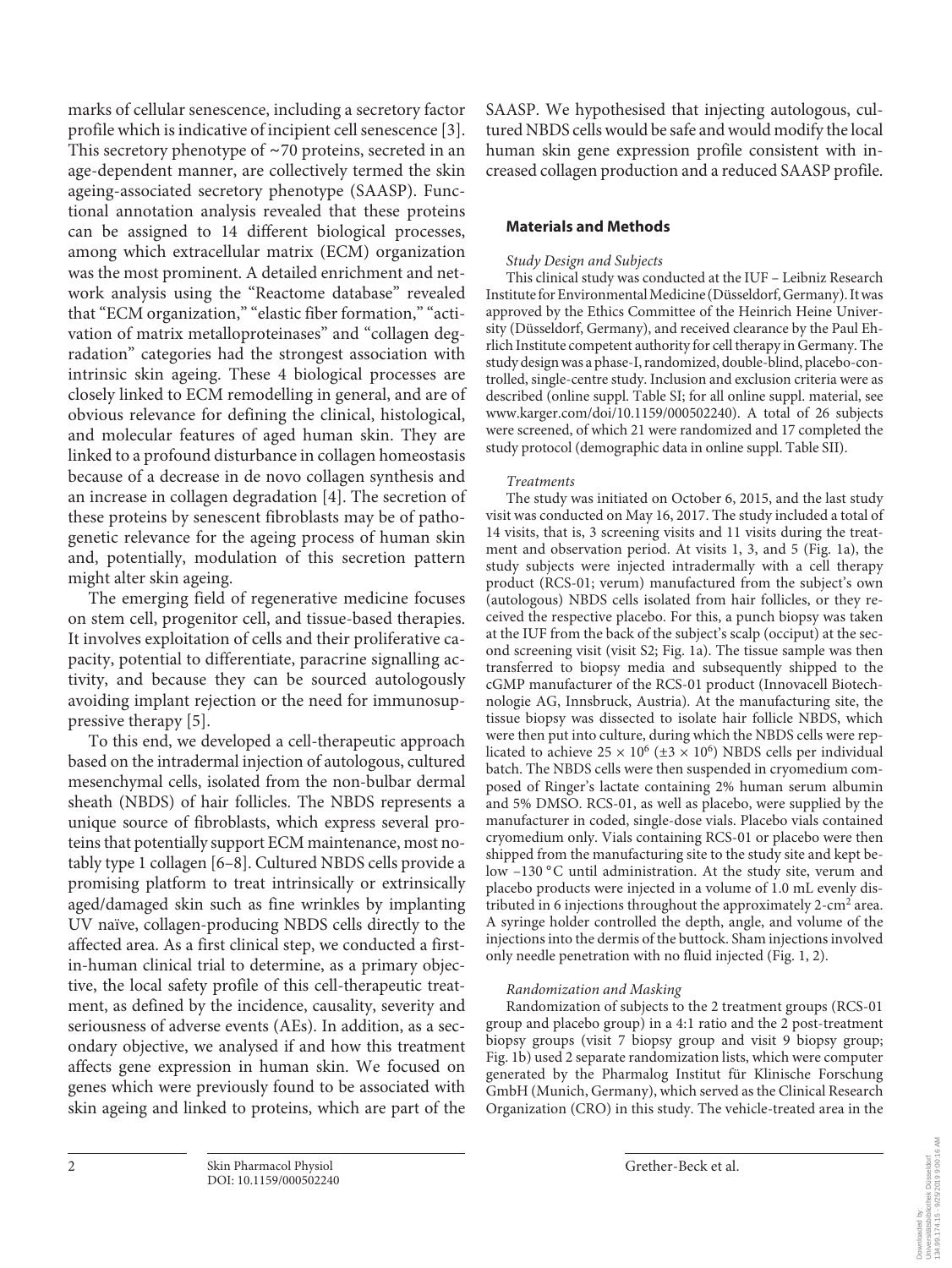marks of cellular senescence, including a secretory factor profile which is indicative of incipient cell senescence [3]. This secretory phenotype of ~70 proteins, secreted in an age-dependent manner, are collectively termed the skin ageing-associated secretory phenotype (SAASP). Functional annotation analysis revealed that these proteins can be assigned to 14 different biological processes, among which extracellular matrix (ECM) organization was the most prominent. A detailed enrichment and network analysis using the "Reactome database" revealed that "ECM organization," "elastic fiber formation," "activation of matrix metalloproteinases" and "collagen degradation" categories had the strongest association with intrinsic skin ageing. These 4 biological processes are closely linked to ECM remodelling in general, and are of obvious relevance for defining the clinical, histological, and molecular features of aged human skin. They are linked to a profound disturbance in collagen homeostasis because of a decrease in de novo collagen synthesis and an increase in collagen degradation [4]. The secretion of these proteins by senescent fibroblasts may be of pathogenetic relevance for the ageing process of human skin and, potentially, modulation of this secretion pattern might alter skin ageing.

The emerging field of regenerative medicine focuses on stem cell, progenitor cell, and tissue-based therapies. It involves exploitation of cells and their proliferative capacity, potential to differentiate, paracrine signalling activity, and because they can be sourced autologously avoiding implant rejection or the need for immunosuppressive therapy [5].

To this end, we developed a cell-therapeutic approach based on the intradermal injection of autologous, cultured mesenchymal cells, isolated from the non-bulbar dermal sheath (NBDS) of hair follicles. The NBDS represents a unique source of fibroblasts, which express several proteins that potentially support ECM maintenance, most notably type 1 collagen [6–8]. Cultured NBDS cells provide a promising platform to treat intrinsically or extrinsically aged/damaged skin such as fine wrinkles by implanting UV naïve, collagen-producing NBDS cells directly to the affected area. As a first clinical step, we conducted a first-in-human clinical trial to determine, as a primary objective, the local safety profile of this cell-therapeutic treatment, as defined by the incidence, causality, severity and seriousness of adverse events (AEs). In addition, as a secondary objective, we analysed if and how this treatment affects gene expression in human skin. We focused on genes which were previously found to be associated with skin ageing and linked to proteins, which are part of the SAASP. We hypothesised that injecting autologous, cultured NBDS cells would be safe and would modify the local human skin gene expression profile consistent with increased collagen production and a reduced SAASP profile.

## Materials and Methods

### *Study Design and Subjects*

This clinical study was conducted at the IUF – Leibniz Research Institute for Environmental Medicine (Düsseldorf, Germany). It was approved by the Ethics Committee of the Heinrich Heine University (Düsseldorf, Germany), and received clearance by the Paul Ehrlich Institute competent authority for cell therapy in Germany. The study design was a phase-I, randomized, double-blind, placebo-controlled, single-centre study. Inclusion and exclusion criteria were as described (online suppl. Table SI; for all online suppl. material, see www.karger.com/doi/10.1159/000502240). A total of 26 subjects were screened, of which 21 were randomized and 17 completed the study protocol (demographic data in online suppl. Table SII).

### *Treatments*

The study was initiated on October 6, 2015, and the last study visit was conducted on May 16, 2017. The study included a total of 14 visits, that is, 3 screening visits and 11 visits during the treatment and observation period. At visits 1, 3, and 5 (Fig. 1a), the study subjects were injected intradermally with a cell therapy product (RCS-01; verum) manufactured from the subject's own (autologous) NBDS cells isolated from hair follicles, or they received the respective placebo. For this, a punch biopsy was taken at the IUF from the back of the subject's scalp (occiput) at the second screening visit (visit S2; Fig. 1a). The tissue sample was then transferred to biopsy media and subsequently shipped to the cGMP manufacturer of the RCS-01 product (Innovacell Biotechnologie AG, Innsbruck, Austria). At the manufacturing site, the tissue biopsy was dissected to isolate hair follicle NBDS, which were then put into culture, during which the NBDS cells were replicated to achieve $25 \times 10^6$ ($\pm 3 \times 10^6$) NBDS cells per individual batch. The NBDS cells were then suspended in cryomedium composed of Ringer's lactate containing 2% human serum albumin and 5% DMSO. RCS-01, as well as placebo, were supplied by the manufacturer in coded, single-dose vials. Placebo vials contained cryomedium only. Vials containing RCS-01 or placebo were then shipped from the manufacturing site to the study site and kept below –130 °C until administration. At the study site, verum and placebo products were injected in a volume of 1.0 mL evenly distributed in 6 injections throughout the approximately 2-cm$^2$ area. A syringe holder controlled the depth, angle, and volume of the injections into the dermis of the buttock. Sham injections involved only needle penetration with no fluid injected (Fig. 1, 2).

### *Randomization and Masking*

Randomization of subjects to the 2 treatment groups (RCS-01 group and placebo group) in a 4:1 ratio and the 2 post-treatment biopsy groups (visit 7 biopsy group and visit 9 biopsy group; Fig. 1b) used 2 separate randomization lists, which were computer generated by the Pharmalog Institut für Klinische Forschung GmbH (Munich, Germany), which served as the Clinical Research Organization (CRO) in this study. The vehicle-treated area in the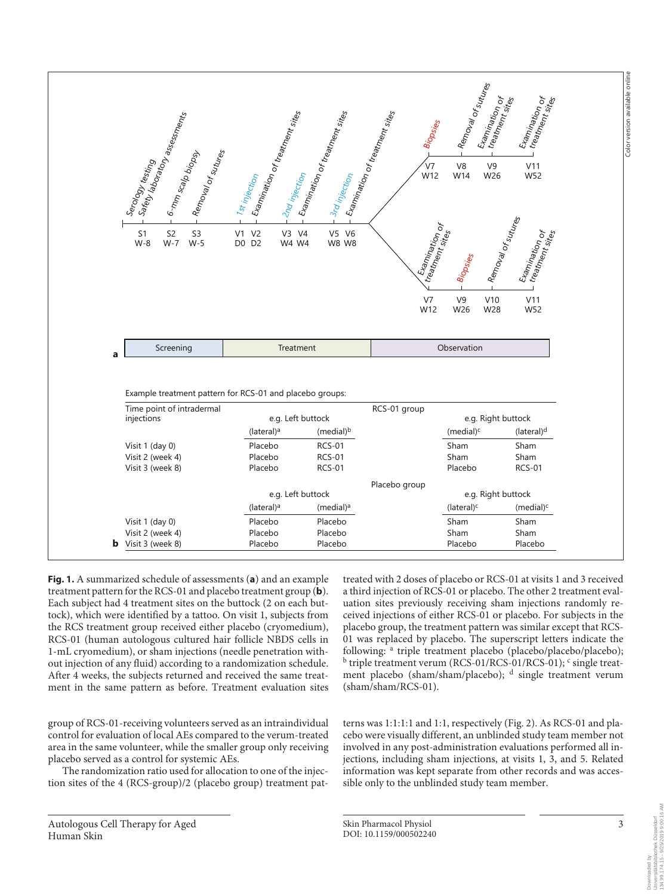Example treatment pattern for RCS-01 and placebo groups:

| Time point of intradermal injections | e.g. Left buttock (lateral)[a] | e.g. Left buttock (medial)[b] | e.g. Right buttock (medial)[c] | e.g. Right buttock (lateral)[d] |
|---|---|---|---|---|
| **RCS-01 group** | | | | |
| Visit 1 (day 0) | Placebo | RCS-01 | Sham | Sham |
| Visit 2 (week 4) | Placebo | RCS-01 | Sham | Sham |
| Visit 3 (week 8) | Placebo | RCS-01 | Placebo | RCS-01 |

| Time point of intradermal injections | e.g. Left buttock (lateral)[a] | e.g. Left buttock (medial)[a] | e.g. Right buttock (lateral)[c] | e.g. Right buttock (medial)[c] |
|---|---|---|---|---|
| **Placebo group** | | | | |
| Visit 1 (day 0) | Placebo | Placebo | Sham | Sham |
| Visit 2 (week 4) | Placebo | Placebo | Sham | Sham |
| Visit 3 (week 8) | Placebo | Placebo | Placebo | Placebo |

**Fig. 1.** A summarized schedule of assessments (**a**) and an example treatment pattern for the RCS-01 and placebo treatment group (**b**). Each subject had 4 treatment sites on the buttock (2 on each buttock), which were identified by a tattoo. On visit 1, subjects from the RCS treatment group received either placebo (cryomedium), RCS-01 (human autologous cultured hair follicle NBDS cells in 1-mL cryomedium), or sham injections (needle penetration without injection of any fluid) according to a randomization schedule. After 4 weeks, the subjects returned and received the same treatment in the same pattern as before. Treatment evaluation sites treated with 2 doses of placebo or RCS-01 at visits 1 and 3 received a third injection of RCS-01 or placebo. The other 2 treatment evaluation sites previously receiving sham injections randomly received injections of either RCS-01 or placebo. For subjects in the placebo group, the treatment pattern was similar except that RCS-01 was replaced by placebo. The superscript letters indicate the following: [a] triple treatment placebo (placebo/placebo/placebo); [b] triple treatment verum (RCS-01/RCS-01/RCS-01); [c] single treatment placebo (sham/sham/placebo); [d] single treatment verum (sham/sham/RCS-01).

group of RCS-01-receiving volunteers served as an intraindividual control for evaluation of local AEs compared to the verum-treated area in the same volunteer, while the smaller group only receiving placebo served as a control for systemic AEs.

The randomization ratio used for allocation to one of the injection sites of the 4 (RCS-group)/2 (placebo group) treatment patterns was 1:1:1:1 and 1:1, respectively (Fig. 2). As RCS-01 and placebo were visually different, an unblinded study team member not involved in any post-administration evaluations performed all injections, including sham injections, at visits 1, 3, and 5. Related information was kept separate from other records and was accessible only to the unblinded study team member.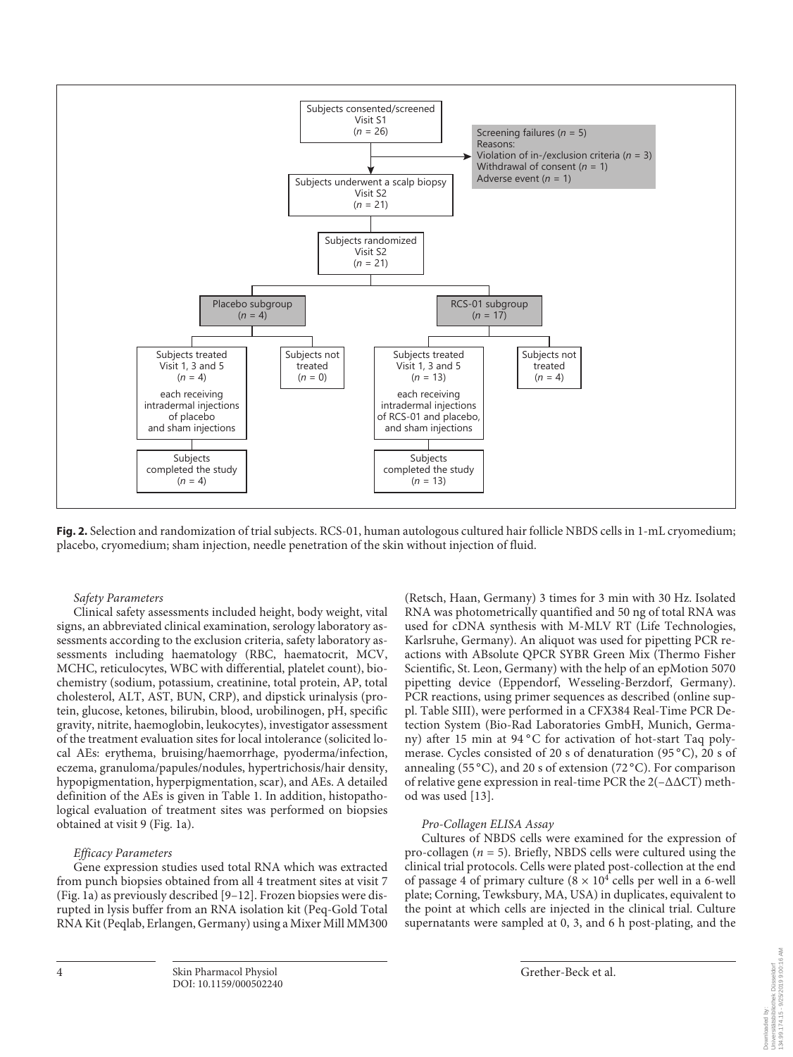Subjects consented/screened
Visit S1
($n$ = 26)

Screening failures ($n$ = 5)
Reasons:
Violation of in-/exclusion criteria ($n$ = 3)
Withdrawal of consent ($n$ = 1)
Adverse event ($n$ = 1)

Subjects underwent a scalp biopsy
Visit S2
($n$ = 21)

Subjects randomized
Visit S2
($n$ = 21)

Placebo subgroup
($n$ = 4)

RCS-01 subgroup
($n$ = 17)

Subjects treated
Visit 1, 3 and 5
($n$ = 4)
each receiving intradermal injections of placebo and sham injections

Subjects not treated
($n$ = 0)

Subjects treated
Visit 1, 3 and 5
($n$ = 13)
each receiving intradermal injections of RCS-01 and placebo, and sham injections

Subjects not treated
($n$ = 4)

Subjects completed the study
($n$ = 4)

Subjects completed the study
($n$ = 13)

**Fig. 2.** Selection and randomization of trial subjects. RCS-01, human autologous cultured hair follicle NBDS cells in 1-mL cryomedium; placebo, cryomedium; sham injection, needle penetration of the skin without injection of fluid.

*Safety Parameters*

Clinical safety assessments included height, body weight, vital signs, an abbreviated clinical examination, serology laboratory assessments according to the exclusion criteria, safety laboratory assessments including haematology (RBC, haematocrit, MCV, MCHC, reticulocytes, WBC with differential, platelet count), biochemistry (sodium, potassium, creatinine, total protein, AP, total cholesterol, ALT, AST, BUN, CRP), and dipstick urinalysis (protein, glucose, ketones, bilirubin, blood, urobilinogen, pH, specific gravity, nitrite, haemoglobin, leukocytes), investigator assessment of the treatment evaluation sites for local intolerance (solicited local AEs: erythema, bruising/haemorrhage, pyoderma/infection, eczema, granuloma/papules/nodules, hypertrichosis/hair density, hypopigmentation, hyperpigmentation, scar), and AEs. A detailed definition of the AEs is given in Table 1. In addition, histopathological evaluation of treatment sites was performed on biopsies obtained at visit 9 (Fig. 1a).

*Efficacy Parameters*

Gene expression studies used total RNA which was extracted from punch biopsies obtained from all 4 treatment sites at visit 7 (Fig. 1a) as previously described [9–12]. Frozen biopsies were disrupted in lysis buffer from an RNA isolation kit (Peq-Gold Total RNA Kit (Peqlab, Erlangen, Germany) using a Mixer Mill MM300 (Retsch, Haan, Germany) 3 times for 3 min with 30 Hz. Isolated RNA was photometrically quantified and 50 ng of total RNA was used for cDNA synthesis with M-MLV RT (Life Technologies, Karlsruhe, Germany). An aliquot was used for pipetting PCR reactions with ABsolute QPCR SYBR Green Mix (Thermo Fisher Scientific, St. Leon, Germany) with the help of an epMotion 5070 pipetting device (Eppendorf, Wesseling-Berzdorf, Germany). PCR reactions, using primer sequences as described (online suppl. Table SIII), were performed in a CFX384 Real-Time PCR Detection System (Bio-Rad Laboratories GmbH, Munich, Germany) after 15 min at 94 °C for activation of hot-start Taq polymerase. Cycles consisted of 20 s of denaturation (95 °C), 20 s of annealing (55 °C), and 20 s of extension (72 °C). For comparison of relative gene expression in real-time PCR the $2^{(-\Delta\Delta CT)}$ method was used [13].

*Pro-Collagen ELISA Assay*

Cultures of NBDS cells were examined for the expression of pro-collagen ($n$ = 5). Briefly, NBDS cells were cultured using the clinical trial protocols. Cells were plated post-collection at the end of passage 4 of primary culture ($8 \times 10^4$ cells per well in a 6-well plate; Corning, Tewksbury, MA, USA) in duplicates, equivalent to the point at which cells are injected in the clinical trial. Culture supernatants were sampled at 0, 3, and 6 h post-plating, and the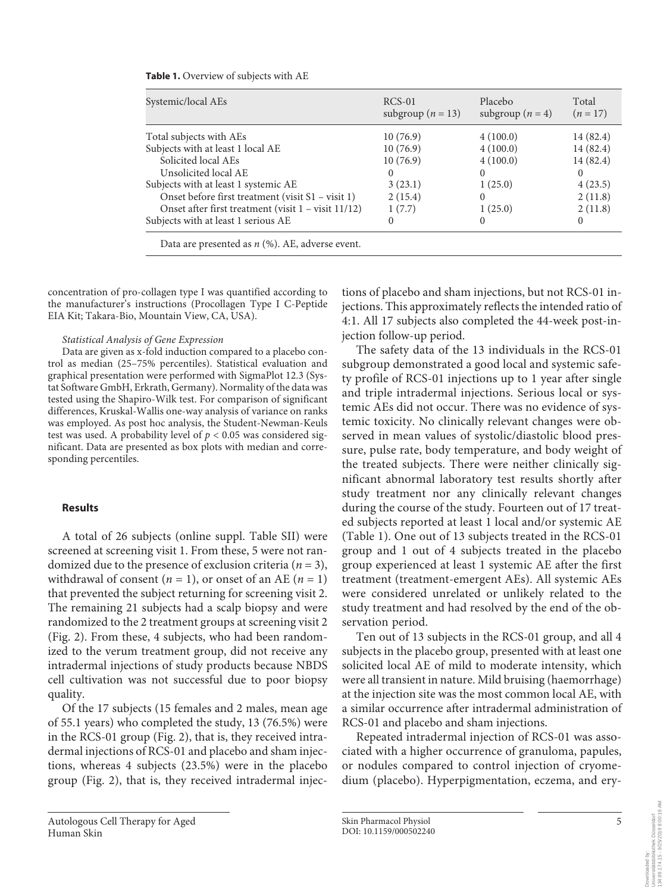**Table 1.** Overview of subjects with AE

| Systemic/local AEs | RCS-01 subgroup ($n$ = 13) | Placebo subgroup ($n$ = 4) | Total ($n$ = 17) |
|---|---|---|---|
| Total subjects with AEs | 10 (76.9) | 4 (100.0) | 14 (82.4) |
| Subjects with at least 1 local AE | 10 (76.9) | 4 (100.0) | 14 (82.4) |
| Solicited local AEs | 10 (76.9) | 4 (100.0) | 14 (82.4) |
| Unsolicited local AE | 0 | 0 | 0 |
| Subjects with at least 1 systemic AE | 3 (23.1) | 1 (25.0) | 4 (23.5) |
| Onset before first treatment (visit S1 – visit 1) | 2 (15.4) | 0 | 2 (11.8) |
| Onset after first treatment (visit 1 – visit 11/12) | 1 (7.7) | 1 (25.0) | 2 (11.8) |
| Subjects with at least 1 serious AE | 0 | 0 | 0 |

Data are presented as $n$ (%). AE, adverse event.

concentration of pro-collagen type I was quantified according to the manufacturer's instructions (Procollagen Type I C-Peptide EIA Kit; Takara-Bio, Mountain View, CA, USA).

*Statistical Analysis of Gene Expression*

Data are given as x-fold induction compared to a placebo control as median (25–75% percentiles). Statistical evaluation and graphical presentation were performed with SigmaPlot 12.3 (Systat Software GmbH, Erkrath, Germany). Normality of the data was tested using the Shapiro-Wilk test. For comparison of significant differences, Kruskal-Wallis one-way analysis of variance on ranks was employed. As post hoc analysis, the Student-Newman-Keuls test was used. A probability level of $p < 0.05$ was considered significant. Data are presented as box plots with median and corresponding percentiles.

## Results

A total of 26 subjects (online suppl. Table SII) were screened at screening visit 1. From these, 5 were not randomized due to the presence of exclusion criteria ($n$ = 3), withdrawal of consent ($n$ = 1), or onset of an AE ($n$ = 1) that prevented the subject returning for screening visit 2. The remaining 21 subjects had a scalp biopsy and were randomized to the 2 treatment groups at screening visit 2 (Fig. 2). From these, 4 subjects, who had been randomized to the verum treatment group, did not receive any intradermal injections of study products because NBDS cell cultivation was not successful due to poor biopsy quality.

Of the 17 subjects (15 females and 2 males, mean age of 55.1 years) who completed the study, 13 (76.5%) were in the RCS-01 group (Fig. 2), that is, they received intradermal injections of RCS-01 and placebo and sham injections, whereas 4 subjects (23.5%) were in the placebo group (Fig. 2), that is, they received intradermal injections of placebo and sham injections, but not RCS-01 injections. This approximately reflects the intended ratio of 4:1. All 17 subjects also completed the 44-week post-injection follow-up period.

The safety data of the 13 individuals in the RCS-01 subgroup demonstrated a good local and systemic safety profile of RCS-01 injections up to 1 year after single and triple intradermal injections. Serious local or systemic AEs did not occur. There was no evidence of systemic toxicity. No clinically relevant changes were observed in mean values of systolic/diastolic blood pressure, pulse rate, body temperature, and body weight of the treated subjects. There were neither clinically significant abnormal laboratory test results shortly after study treatment nor any clinically relevant changes during the course of the study. Fourteen out of 17 treated subjects reported at least 1 local and/or systemic AE (Table 1). One out of 13 subjects treated in the RCS-01 group and 1 out of 4 subjects treated in the placebo group experienced at least 1 systemic AE after the first treatment (treatment-emergent AEs). All systemic AEs were considered unrelated or unlikely related to the study treatment and had resolved by the end of the observation period.

Ten out of 13 subjects in the RCS-01 group, and all 4 subjects in the placebo group, presented with at least one solicited local AE of mild to moderate intensity, which were all transient in nature. Mild bruising (haemorrhage) at the injection site was the most common local AE, with a similar occurrence after intradermal administration of RCS-01 and placebo and sham injections.

Repeated intradermal injection of RCS-01 was associated with a higher occurrence of granuloma, papules, or nodules compared to control injection of cryomedium (placebo). Hyperpigmentation, eczema, and ery-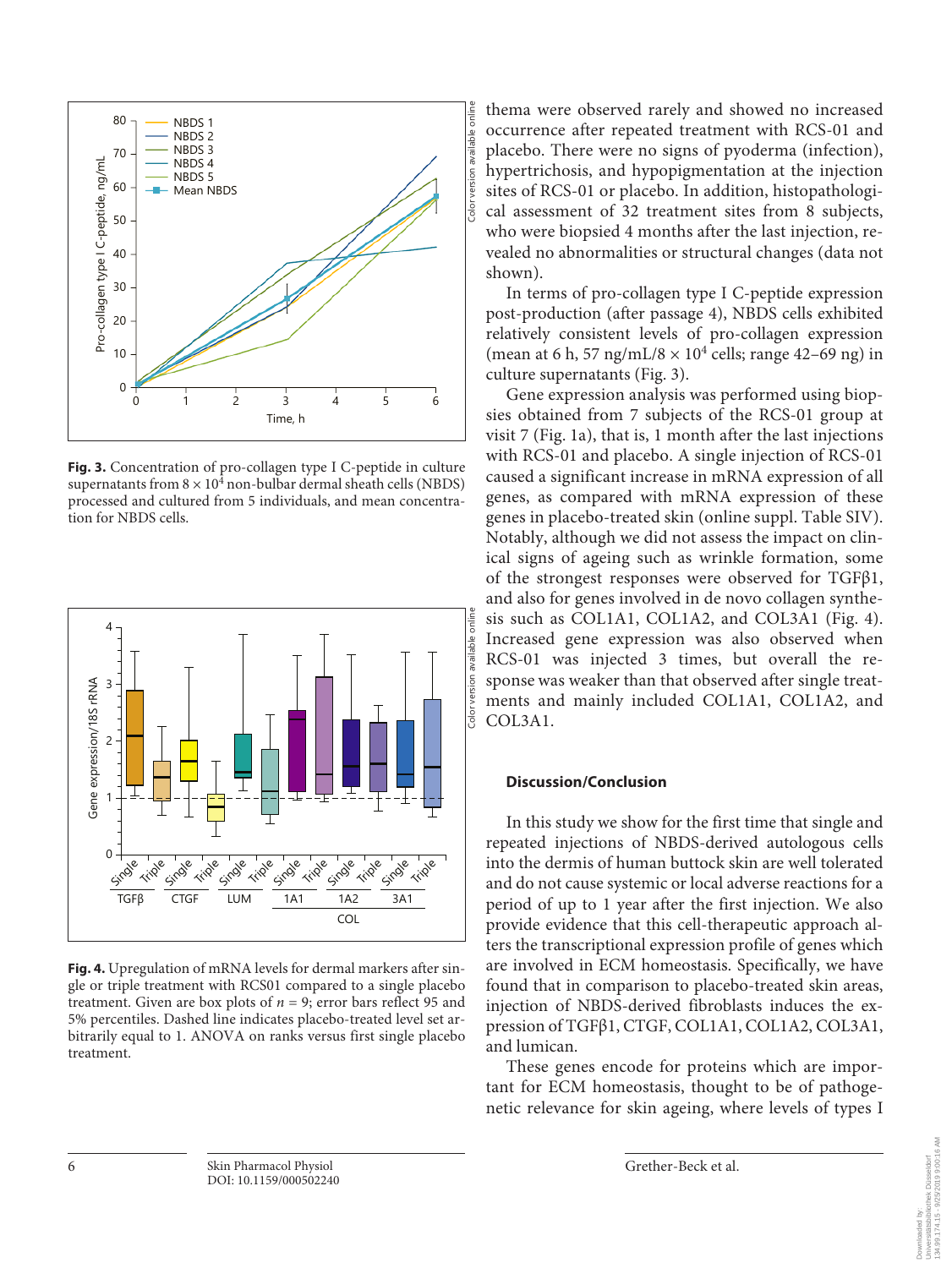**Fig. 3.** Concentration of pro-collagen type I C-peptide in culture supernatants from $8 \times 10^4$ non-bulbar dermal sheath cells (NBDS) processed and cultured from 5 individuals, and mean concentration for NBDS cells.

**Fig. 4.** Upregulation of mRNA levels for dermal markers after single or triple treatment with RCS01 compared to a single placebo treatment. Given are box plots of $n = 9$; error bars reflect 95 and 5% percentiles. Dashed line indicates placebo-treated level set arbitrarily equal to 1. ANOVA on ranks versus first single placebo treatment.

thema were observed rarely and showed no increased occurrence after repeated treatment with RCS-01 and placebo. There were no signs of pyoderma (infection), hypertrichosis, and hypopigmentation at the injection sites of RCS-01 or placebo. In addition, histopathological assessment of 32 treatment sites from 8 subjects, who were biopsied 4 months after the last injection, revealed no abnormalities or structural changes (data not shown).

In terms of pro-collagen type I C-peptide expression post-production (after passage 4), NBDS cells exhibited relatively consistent levels of pro-collagen expression (mean at 6 h, 57 ng/mL/$8 \times 10^4$ cells; range 42–69 ng) in culture supernatants (Fig. 3).

Gene expression analysis was performed using biopsies obtained from 7 subjects of the RCS-01 group at visit 7 (Fig. 1a), that is, 1 month after the last injections with RCS-01 and placebo. A single injection of RCS-01 caused a significant increase in mRNA expression of all genes, as compared with mRNA expression of these genes in placebo-treated skin (online suppl. Table SIV). Notably, although we did not assess the impact on clinical signs of ageing such as wrinkle formation, some of the strongest responses were observed for TGFβ1, and also for genes involved in de novo collagen synthesis such as COL1A1, COL1A2, and COL3A1 (Fig. 4). Increased gene expression was also observed when RCS-01 was injected 3 times, but overall the response was weaker than that observed after single treatments and mainly included COL1A1, COL1A2, and COL3A1.

## Discussion/Conclusion

In this study we show for the first time that single and repeated injections of NBDS-derived autologous cells into the dermis of human buttock skin are well tolerated and do not cause systemic or local adverse reactions for a period of up to 1 year after the first injection. We also provide evidence that this cell-therapeutic approach alters the transcriptional expression profile of genes which are involved in ECM homeostasis. Specifically, we have found that in comparison to placebo-treated skin areas, injection of NBDS-derived fibroblasts induces the expression of TGFβ1, CTGF, COL1A1, COL1A2, COL3A1, and lumican.

These genes encode for proteins which are important for ECM homeostasis, thought to be of pathogenetic relevance for skin ageing, where levels of types I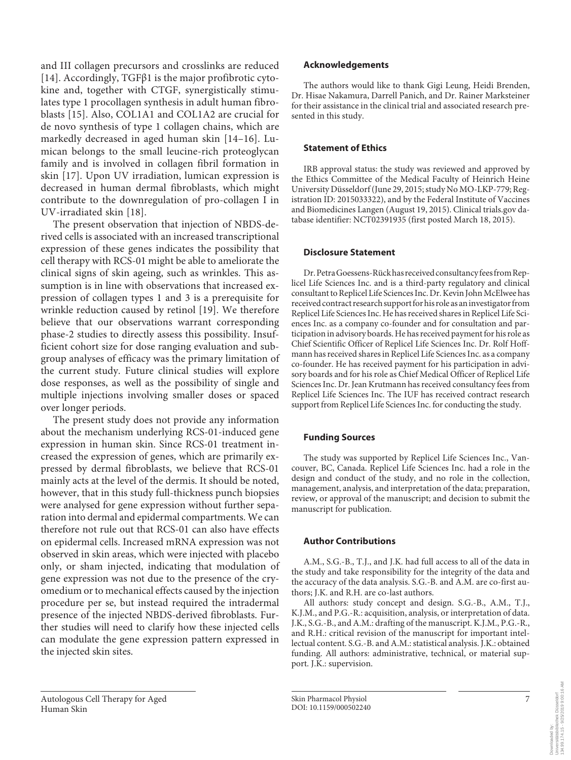and III collagen precursors and crosslinks are reduced [14]. Accordingly, TGFβ1 is the major profibrotic cytokine and, together with CTGF, synergistically stimulates type 1 procollagen synthesis in adult human fibroblasts [15]. Also, COL1A1 and COL1A2 are crucial for de novo synthesis of type 1 collagen chains, which are markedly decreased in aged human skin [14–16]. Lumican belongs to the small leucine-rich proteoglycan family and is involved in collagen fibril formation in skin [17]. Upon UV irradiation, lumican expression is decreased in human dermal fibroblasts, which might contribute to the downregulation of pro-collagen I in UV-irradiated skin [18].

The present observation that injection of NBDS-derived cells is associated with an increased transcriptional expression of these genes indicates the possibility that cell therapy with RCS-01 might be able to ameliorate the clinical signs of skin ageing, such as wrinkles. This assumption is in line with observations that increased expression of collagen types 1 and 3 is a prerequisite for wrinkle reduction caused by retinol [19]. We therefore believe that our observations warrant corresponding phase-2 studies to directly assess this possibility. Insufficient cohort size for dose ranging evaluation and subgroup analyses of efficacy was the primary limitation of the current study. Future clinical studies will explore dose responses, as well as the possibility of single and multiple injections involving smaller doses or spaced over longer periods.

The present study does not provide any information about the mechanism underlying RCS-01-induced gene expression in human skin. Since RCS-01 treatment increased the expression of genes, which are primarily expressed by dermal fibroblasts, we believe that RCS-01 mainly acts at the level of the dermis. It should be noted, however, that in this study full-thickness punch biopsies were analysed for gene expression without further separation into dermal and epidermal compartments. We can therefore not rule out that RCS-01 can also have effects on epidermal cells. Increased mRNA expression was not observed in skin areas, which were injected with placebo only, or sham injected, indicating that modulation of gene expression was not due to the presence of the cryomedium or to mechanical effects caused by the injection procedure per se, but instead required the intradermal presence of the injected NBDS-derived fibroblasts. Further studies will need to clarify how these injected cells can modulate the gene expression pattern expressed in the injected skin sites.

## Acknowledgements

The authors would like to thank Gigi Leung, Heidi Brenden, Dr. Hisae Nakamura, Darrell Panich, and Dr. Rainer Marksteiner for their assistance in the clinical trial and associated research presented in this study.

## Statement of Ethics

IRB approval status: the study was reviewed and approved by the Ethics Committee of the Medical Faculty of Heinrich Heine University Düsseldorf (June 29, 2015; study No MO-LKP-779; Registration ID: 2015033322), and by the Federal Institute of Vaccines and Biomedicines Langen (August 19, 2015). Clinical trials.gov database identifier: NCT02391935 (first posted March 18, 2015).

## Disclosure Statement

Dr. Petra Goessens-Rück has received consultancy fees from Replicel Life Sciences Inc. and is a third-party regulatory and clinical consultant to Replicel Life Sciences Inc. Dr. Kevin John McElwee has received contract research support for his role as an investigator from Replicel Life Sciences Inc. He has received shares in Replicel Life Sciences Inc. as a company co-founder and for consultation and participation in advisory boards. He has received payment for his role as Chief Scientific Officer of Replicel Life Sciences Inc. Dr. Rolf Hoffmann has received shares in Replicel Life Sciences Inc. as a company co-founder. He has received payment for his participation in advisory boards and for his role as Chief Medical Officer of Replicel Life Sciences Inc. Dr. Jean Krutmann has received consultancy fees from Replicel Life Sciences Inc. The IUF has received contract research support from Replicel Life Sciences Inc. for conducting the study.

## Funding Sources

The study was supported by Replicel Life Sciences Inc., Vancouver, BC, Canada. Replicel Life Sciences Inc. had a role in the design and conduct of the study, and no role in the collection, management, analysis, and interpretation of the data; preparation, review, or approval of the manuscript; and decision to submit the manuscript for publication.

## Author Contributions

A.M., S.G.-B., T.J., and J.K. had full access to all of the data in the study and take responsibility for the integrity of the data and the accuracy of the data analysis. S.G.-B. and A.M. are co-first authors; J.K. and R.H. are co-last authors.

All authors: study concept and design. S.G.-B., A.M., T.J., K.J.M., and P.G.-R.: acquisition, analysis, or interpretation of data. J.K., S.G.-B., and A.M.: drafting of the manuscript. K.J.M., P.G.-R., and R.H.: critical revision of the manuscript for important intellectual content. S.G.-B. and A.M.: statistical analysis. J.K.: obtained funding. All authors: administrative, technical, or material support. J.K.: supervision.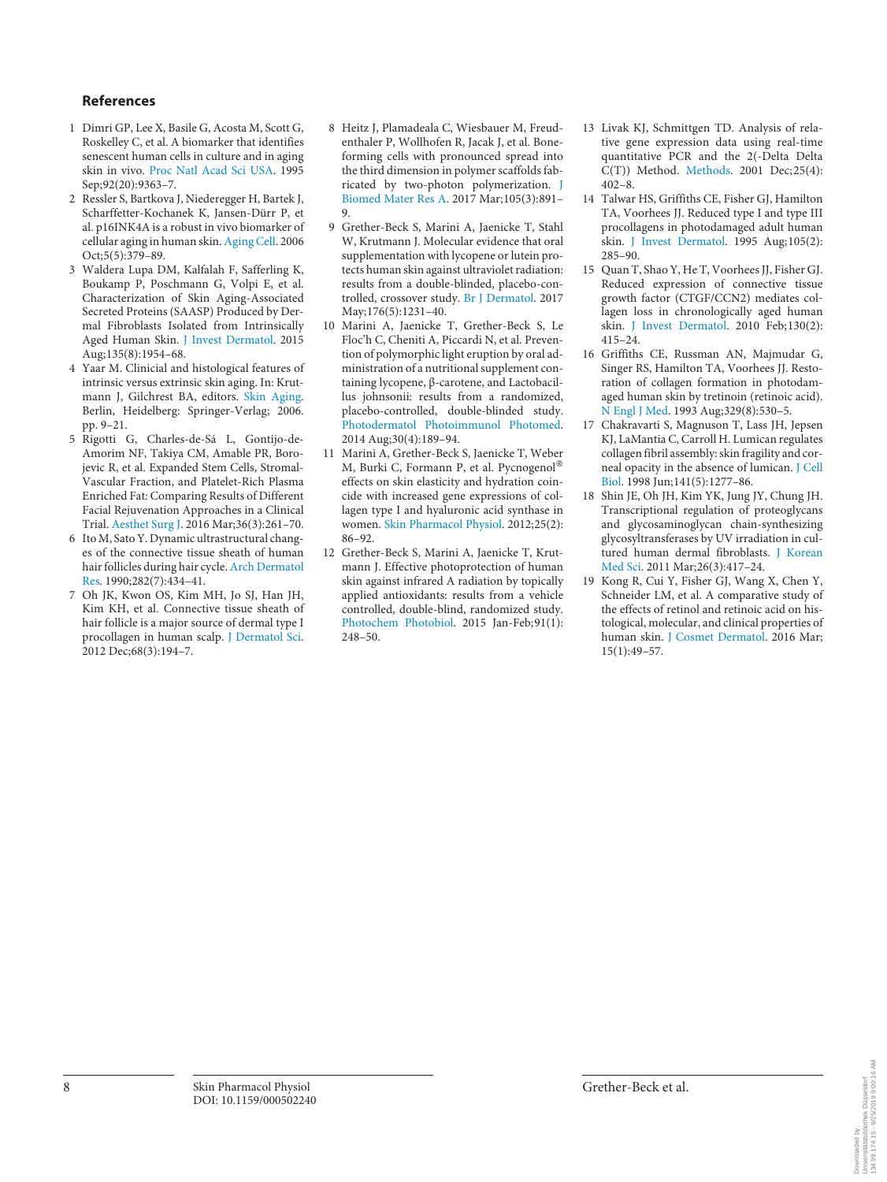## References

1. Dimri GP, Lee X, Basile G, Acosta M, Scott G, Roskelley C, et al. A biomarker that identifies senescent human cells in culture and in aging skin in vivo. Proc Natl Acad Sci USA. 1995 Sep;92(20):9363–7.
2. Ressler S, Bartkova J, Niederegger H, Bartek J, Scharffetter-Kochanek K, Jansen-Dürr P, et al. p16INK4A is a robust in vivo biomarker of cellular aging in human skin. Aging Cell. 2006 Oct;5(5):379–89.
3. Waldera Lupa DM, Kalfalah F, Safferling K, Boukamp P, Poschmann G, Volpi E, et al. Characterization of Skin Aging-Associated Secreted Proteins (SAASP) Produced by Dermal Fibroblasts Isolated from Intrinsically Aged Human Skin. J Invest Dermatol. 2015 Aug;135(8):1954–68.
4. Yaar M. Clinicial and histological features of intrinsic versus extrinsic skin aging. In: Krutmann J, Gilchrest BA, editors. Skin Aging. Berlin, Heidelberg: Springer-Verlag; 2006. pp. 9–21.
5. Rigotti G, Charles-de-Sá L, Gontijo-de-Amorim NF, Takiya CM, Amable PR, Borojevic R, et al. Expanded Stem Cells, Stromal-Vascular Fraction, and Platelet-Rich Plasma Enriched Fat: Comparing Results of Different Facial Rejuvenation Approaches in a Clinical Trial. Aesthet Surg J. 2016 Mar;36(3):261–70.
6. Ito M, Sato Y. Dynamic ultrastructural changes of the connective tissue sheath of human hair follicles during hair cycle. Arch Dermatol Res. 1990;282(7):434–41.
7. Oh JK, Kwon OS, Kim MH, Jo SJ, Han JH, Kim KH, et al. Connective tissue sheath of hair follicle is a major source of dermal type I procollagen in human scalp. J Dermatol Sci. 2012 Dec;68(3):194–7.
8. Heitz J, Plamadeala C, Wiesbauer M, Freudenthaler P, Wollhofen R, Jacak J, et al. Bone-forming cells with pronounced spread into the third dimension in polymer scaffolds fabricated by two-photon polymerization. J Biomed Mater Res A. 2017 Mar;105(3):891–9.
9. Grether-Beck S, Marini A, Jaenicke T, Stahl W, Krutmann J. Molecular evidence that oral supplementation with lycopene or lutein protects human skin against ultraviolet radiation: results from a double-blinded, placebo-controlled, crossover study. Br J Dermatol. 2017 May;176(5):1231–40.
10. Marini A, Jaenicke T, Grether-Beck S, Le Floc'h C, Cheniti A, Piccardi N, et al. Prevention of polymorphic light eruption by oral administration of a nutritional supplement containing lycopene, β-carotene, and Lactobacillus johnsonii: results from a randomized, placebo-controlled, double-blinded study. Photodermatol Photoimmunol Photomed. 2014 Aug;30(4):189–94.
11. Marini A, Grether-Beck S, Jaenicke T, Weber M, Burki C, Formann P, et al. Pycnogenol® effects on skin elasticity and hydration coincide with increased gene expressions of collagen type I and hyaluronic acid synthase in women. Skin Pharmacol Physiol. 2012;25(2):86–92.
12. Grether-Beck S, Marini A, Jaenicke T, Krutmann J. Effective photoprotection of human skin against infrared A radiation by topically applied antioxidants: results from a vehicle controlled, double-blind, randomized study. Photochem Photobiol. 2015 Jan-Feb;91(1):248–50.
13. Livak KJ, Schmittgen TD. Analysis of relative gene expression data using real-time quantitative PCR and the 2(-Delta Delta C(T)) Method. Methods. 2001 Dec;25(4):402–8.
14. Talwar HS, Griffiths CE, Fisher GJ, Hamilton TA, Voorhees JJ. Reduced type I and type III procollagens in photodamaged adult human skin. J Invest Dermatol. 1995 Aug;105(2):285–90.
15. Quan T, Shao Y, He T, Voorhees JJ, Fisher GJ. Reduced expression of connective tissue growth factor (CTGF/CCN2) mediates collagen loss in chronologically aged human skin. J Invest Dermatol. 2010 Feb;130(2):415–24.
16. Griffiths CE, Russman AN, Majmudar G, Singer RS, Hamilton TA, Voorhees JJ. Restoration of collagen formation in photodamaged human skin by tretinoin (retinoic acid). N Engl J Med. 1993 Aug;329(8):530–5.
17. Chakravarti S, Magnuson T, Lass JH, Jepsen KJ, LaMantia C, Carroll H. Lumican regulates collagen fibril assembly: skin fragility and corneal opacity in the absence of lumican. J Cell Biol. 1998 Jun;141(5):1277–86.
18. Shin JE, Oh JH, Kim YK, Jung JY, Chung JH. Transcriptional regulation of proteoglycans and glycosaminoglycan chain-synthesizing glycosyltransferases by UV irradiation in cultured human dermal fibroblasts. J Korean Med Sci. 2011 Mar;26(3):417–24.
19. Kong R, Cui Y, Fisher GJ, Wang X, Chen Y, Schneider LM, et al. A comparative study of the effects of retinol and retinoic acid on histological, molecular, and clinical properties of human skin. J Cosmet Dermatol. 2016 Mar;15(1):49–57.